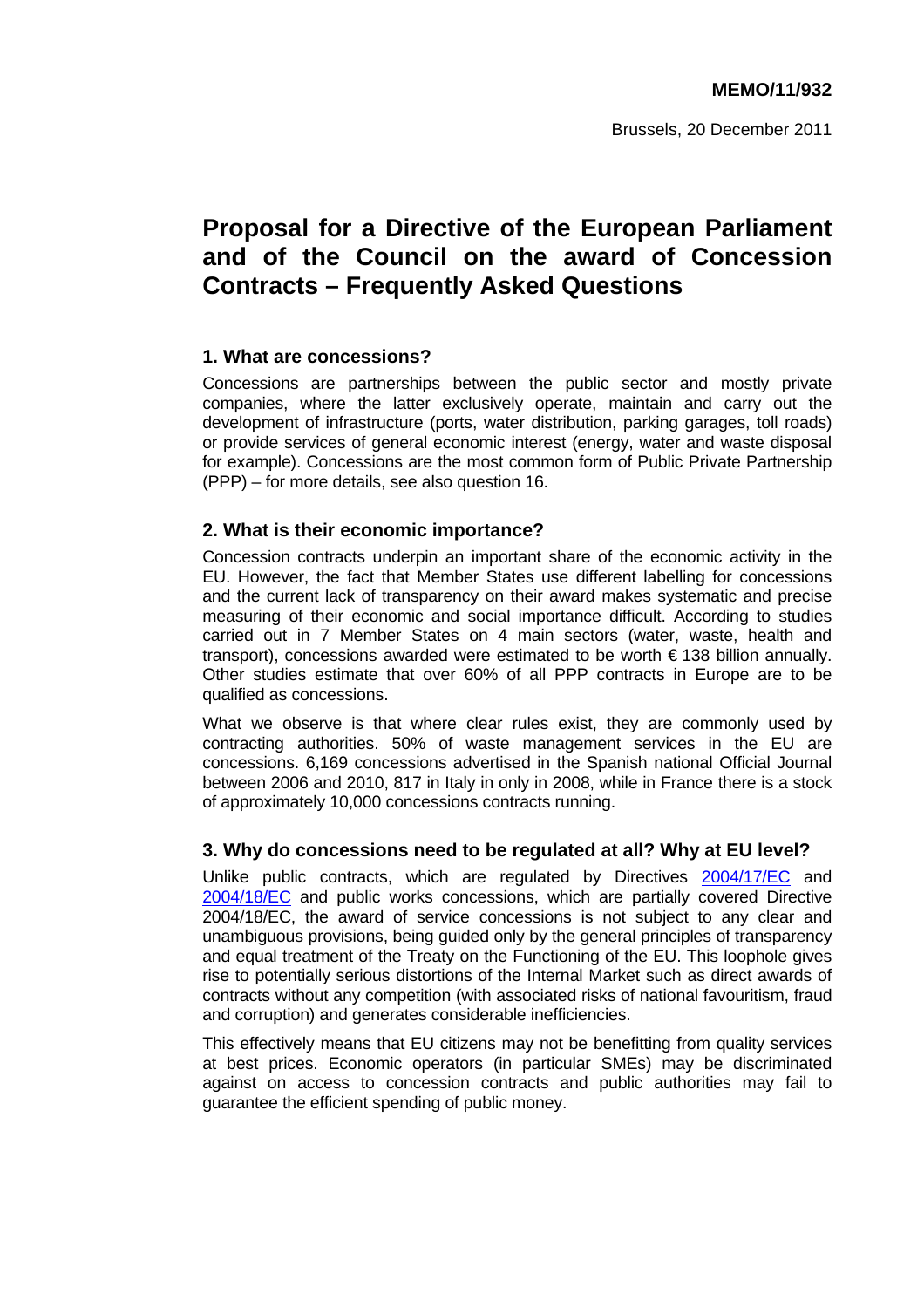**MEMO/11/932**

Brussels, 20 December 2011

# Proposal for a Directive of the European Parliament and of the Council on the award of Concession Contracts – Frequently Asked Questions

## 1. What are concessions?

Concessions are partnerships between the public sector and mostly private companies, where the latter exclusively operate, maintain and carry out the development of infrastructure (ports, water distribution, parking garages, toll roads) or provide services of general economic interest (energy, water and waste disposal for example). Concessions are the most common form of Public Private Partnership (PPP) – for more details, see also question 16.

## 2. What is their economic importance?

Concession contracts underpin an important share of the economic activity in the EU. However, the fact that Member States use different labelling for concessions and the current lack of transparency on their award makes systematic and precise measuring of their economic and social importance difficult. According to studies carried out in 7 Member States on 4 main sectors (water, waste, health and transport), concessions awarded were estimated to be worth € 138 billion annually. Other studies estimate that over 60% of all PPP contracts in Europe are to be qualified as concessions.

What we observe is that where clear rules exist, they are commonly used by contracting authorities. 50% of waste management services in the EU are concessions. 6,169 concessions advertised in the Spanish national Official Journal between 2006 and 2010, 817 in Italy in only in 2008, while in France there is a stock of approximately 10,000 concessions contracts running.

## 3. Why do concessions need to be regulated at all? Why at EU level?

Unlike public contracts, which are regulated by Directives [2004/17/EC](2004/17/EC) and [2004/18/EC](2004/18/EC) and public works concessions, which are partially covered Directive 2004/18/EC, the award of service concessions is not subject to any clear and unambiguous provisions, being guided only by the general principles of transparency and equal treatment of the Treaty on the Functioning of the EU. This loophole gives rise to potentially serious distortions of the Internal Market such as direct awards of contracts without any competition (with associated risks of national favouritism, fraud and corruption) and generates considerable inefficiencies.

This effectively means that EU citizens may not be benefitting from quality services at best prices. Economic operators (in particular SMEs) may be discriminated against on access to concession contracts and public authorities may fail to guarantee the efficient spending of public money.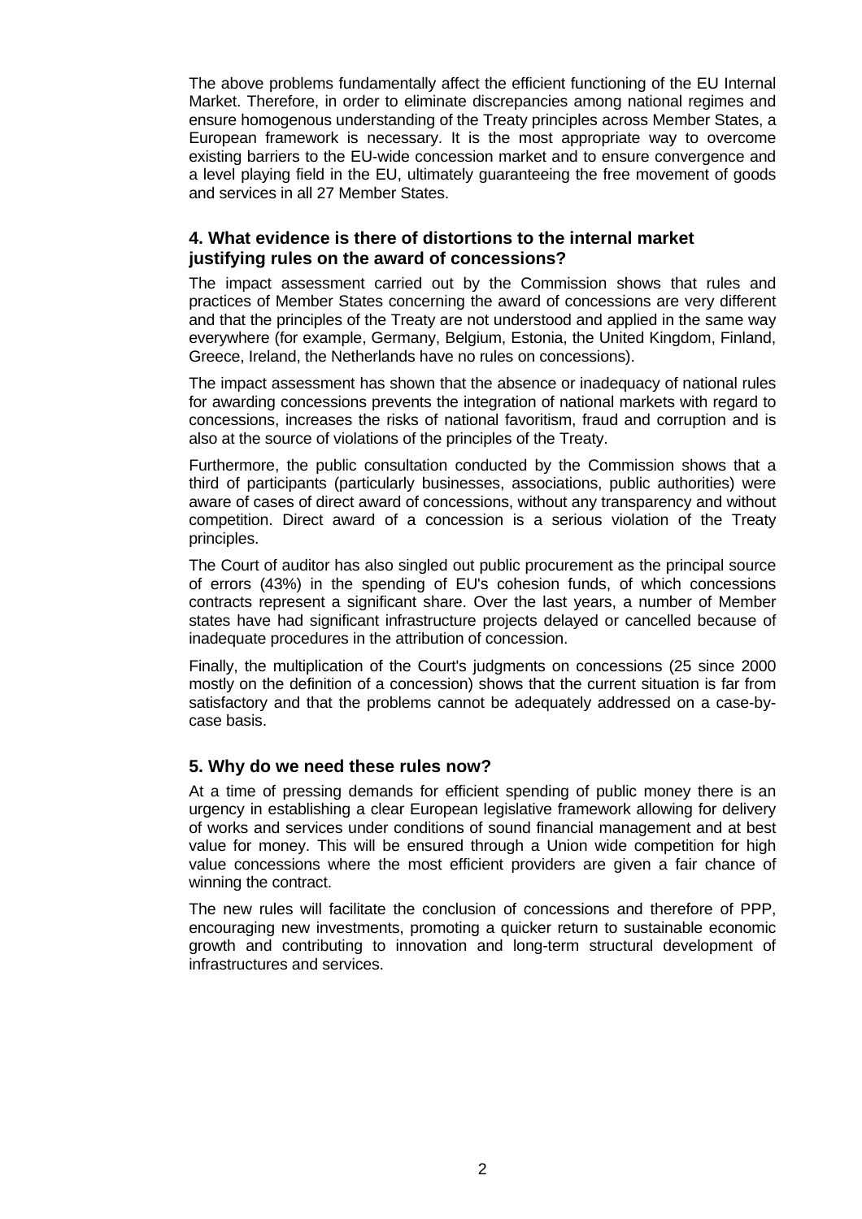The above problems fundamentally affect the efficient functioning of the EU Internal Market. Therefore, in order to eliminate discrepancies among national regimes and ensure homogenous understanding of the Treaty principles across Member States, a European framework is necessary. It is the most appropriate way to overcome existing barriers to the EU-wide concession market and to ensure convergence and a level playing field in the EU, ultimately guaranteeing the free movement of goods and services in all 27 Member States.

## 4. What evidence is there of distortions to the internal market justifying rules on the award of concessions?

The impact assessment carried out by the Commission shows that rules and practices of Member States concerning the award of concessions are very different and that the principles of the Treaty are not understood and applied in the same way everywhere (for example, Germany, Belgium, Estonia, the United Kingdom, Finland, Greece, Ireland, the Netherlands have no rules on concessions).

The impact assessment has shown that the absence or inadequacy of national rules for awarding concessions prevents the integration of national markets with regard to concessions, increases the risks of national favoritism, fraud and corruption and is also at the source of violations of the principles of the Treaty.

Furthermore, the public consultation conducted by the Commission shows that a third of participants (particularly businesses, associations, public authorities) were aware of cases of direct award of concessions, without any transparency and without competition. Direct award of a concession is a serious violation of the Treaty principles.

The Court of auditor has also singled out public procurement as the principal source of errors (43%) in the spending of EU's cohesion funds, of which concessions contracts represent a significant share. Over the last years, a number of Member states have had significant infrastructure projects delayed or cancelled because of inadequate procedures in the attribution of concession.

Finally, the multiplication of the Court's judgments on concessions (25 since 2000 mostly on the definition of a concession) shows that the current situation is far from satisfactory and that the problems cannot be adequately addressed on a case-by-case basis.

## 5. Why do we need these rules now?

At a time of pressing demands for efficient spending of public money there is an urgency in establishing a clear European legislative framework allowing for delivery of works and services under conditions of sound financial management and at best value for money. This will be ensured through a Union wide competition for high value concessions where the most efficient providers are given a fair chance of winning the contract.

The new rules will facilitate the conclusion of concessions and therefore of PPP, encouraging new investments, promoting a quicker return to sustainable economic growth and contributing to innovation and long-term structural development of infrastructures and services.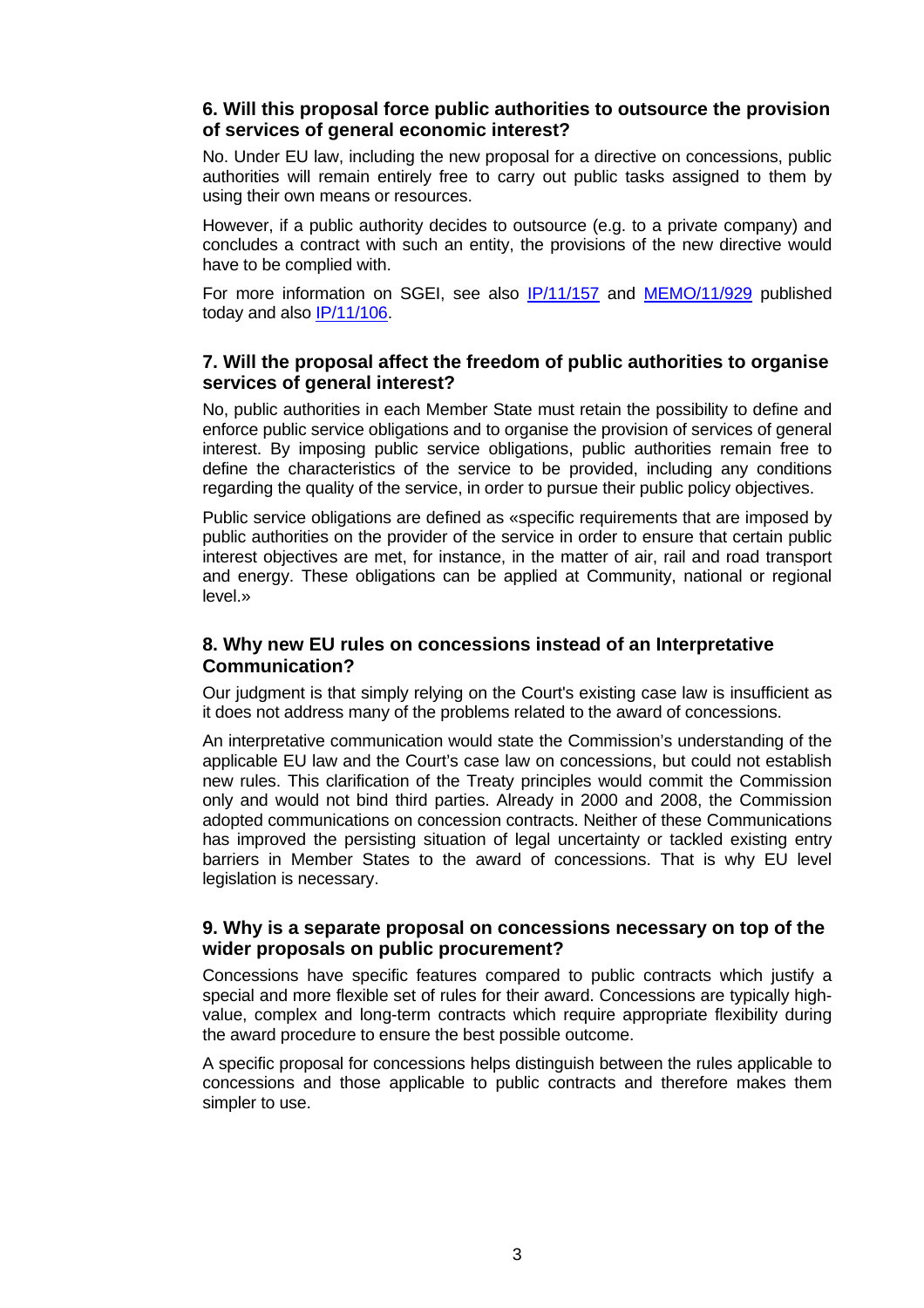### 6. Will this proposal force public authorities to outsource the provision of services of general economic interest?

No. Under EU law, including the new proposal for a directive on concessions, public authorities will remain entirely free to carry out public tasks assigned to them by using their own means or resources.

However, if a public authority decides to outsource (e.g. to a private company) and concludes a contract with such an entity, the provisions of the new directive would have to be complied with.

For more information on SGEI, see also IP/11/157 and MEMO/11/929 published today and also IP/11/106.

### 7. Will the proposal affect the freedom of public authorities to organise services of general interest?

No, public authorities in each Member State must retain the possibility to define and enforce public service obligations and to organise the provision of services of general interest. By imposing public service obligations, public authorities remain free to define the characteristics of the service to be provided, including any conditions regarding the quality of the service, in order to pursue their public policy objectives.

Public service obligations are defined as «specific requirements that are imposed by public authorities on the provider of the service in order to ensure that certain public interest objectives are met, for instance, in the matter of air, rail and road transport and energy. These obligations can be applied at Community, national or regional level.»

### 8. Why new EU rules on concessions instead of an Interpretative Communication?

Our judgment is that simply relying on the Court's existing case law is insufficient as it does not address many of the problems related to the award of concessions.

An interpretative communication would state the Commission's understanding of the applicable EU law and the Court's case law on concessions, but could not establish new rules. This clarification of the Treaty principles would commit the Commission only and would not bind third parties. Already in 2000 and 2008, the Commission adopted communications on concession contracts. Neither of these Communications has improved the persisting situation of legal uncertainty or tackled existing entry barriers in Member States to the award of concessions. That is why EU level legislation is necessary.

### 9. Why is a separate proposal on concessions necessary on top of the wider proposals on public procurement?

Concessions have specific features compared to public contracts which justify a special and more flexible set of rules for their award. Concessions are typically high-value, complex and long-term contracts which require appropriate flexibility during the award procedure to ensure the best possible outcome.

A specific proposal for concessions helps distinguish between the rules applicable to concessions and those applicable to public contracts and therefore makes them simpler to use.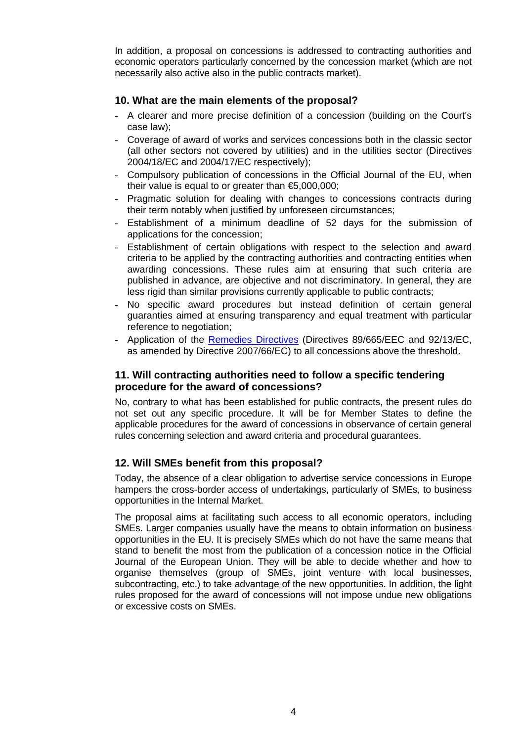In addition, a proposal on concessions is addressed to contracting authorities and economic operators particularly concerned by the concession market (which are not necessarily also active also in the public contracts market).

## 10. What are the main elements of the proposal?

- A clearer and more precise definition of a concession (building on the Court's case law);
- Coverage of award of works and services concessions both in the classic sector (all other sectors not covered by utilities) and in the utilities sector (Directives 2004/18/EC and 2004/17/EC respectively);
- Compulsory publication of concessions in the Official Journal of the EU, when their value is equal to or greater than €5,000,000;
- Pragmatic solution for dealing with changes to concessions contracts during their term notably when justified by unforeseen circumstances;
- Establishment of a minimum deadline of 52 days for the submission of applications for the concession;
- Establishment of certain obligations with respect to the selection and award criteria to be applied by the contracting authorities and contracting entities when awarding concessions. These rules aim at ensuring that such criteria are published in advance, are objective and not discriminatory. In general, they are less rigid than similar provisions currently applicable to public contracts;
- No specific award procedures but instead definition of certain general guaranties aimed at ensuring transparency and equal treatment with particular reference to negotiation;
- Application of the Remedies Directives (Directives 89/665/EEC and 92/13/EC, as amended by Directive 2007/66/EC) to all concessions above the threshold.

## 11. Will contracting authorities need to follow a specific tendering procedure for the award of concessions?

No, contrary to what has been established for public contracts, the present rules do not set out any specific procedure. It will be for Member States to define the applicable procedures for the award of concessions in observance of certain general rules concerning selection and award criteria and procedural guarantees.

## 12. Will SMEs benefit from this proposal?

Today, the absence of a clear obligation to advertise service concessions in Europe hampers the cross-border access of undertakings, particularly of SMEs, to business opportunities in the Internal Market.

The proposal aims at facilitating such access to all economic operators, including SMEs. Larger companies usually have the means to obtain information on business opportunities in the EU. It is precisely SMEs which do not have the same means that stand to benefit the most from the publication of a concession notice in the Official Journal of the European Union. They will be able to decide whether and how to organise themselves (group of SMEs, joint venture with local businesses, subcontracting, etc.) to take advantage of the new opportunities. In addition, the light rules proposed for the award of concessions will not impose undue new obligations or excessive costs on SMEs.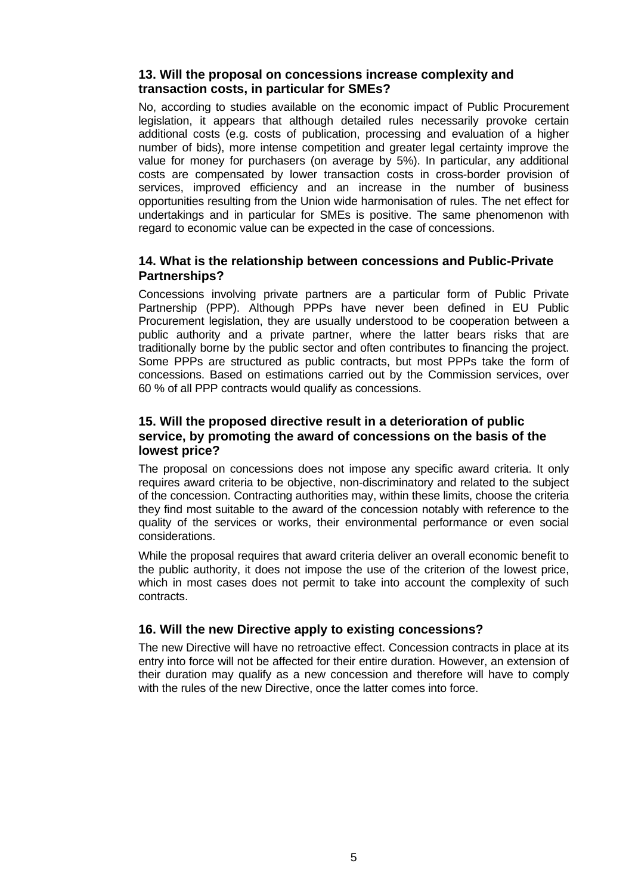### 13. Will the proposal on concessions increase complexity and transaction costs, in particular for SMEs?

No, according to studies available on the economic impact of Public Procurement legislation, it appears that although detailed rules necessarily provoke certain additional costs (e.g. costs of publication, processing and evaluation of a higher number of bids), more intense competition and greater legal certainty improve the value for money for purchasers (on average by 5%). In particular, any additional costs are compensated by lower transaction costs in cross-border provision of services, improved efficiency and an increase in the number of business opportunities resulting from the Union wide harmonisation of rules. The net effect for undertakings and in particular for SMEs is positive. The same phenomenon with regard to economic value can be expected in the case of concessions.

### 14. What is the relationship between concessions and Public-Private Partnerships?

Concessions involving private partners are a particular form of Public Private Partnership (PPP). Although PPPs have never been defined in EU Public Procurement legislation, they are usually understood to be cooperation between a public authority and a private partner, where the latter bears risks that are traditionally borne by the public sector and often contributes to financing the project. Some PPPs are structured as public contracts, but most PPPs take the form of concessions. Based on estimations carried out by the Commission services, over 60 % of all PPP contracts would qualify as concessions.

### 15. Will the proposed directive result in a deterioration of public service, by promoting the award of concessions on the basis of the lowest price?

The proposal on concessions does not impose any specific award criteria. It only requires award criteria to be objective, non-discriminatory and related to the subject of the concession. Contracting authorities may, within these limits, choose the criteria they find most suitable to the award of the concession notably with reference to the quality of the services or works, their environmental performance or even social considerations.

While the proposal requires that award criteria deliver an overall economic benefit to the public authority, it does not impose the use of the criterion of the lowest price, which in most cases does not permit to take into account the complexity of such contracts.

### 16. Will the new Directive apply to existing concessions?

The new Directive will have no retroactive effect. Concession contracts in place at its entry into force will not be affected for their entire duration. However, an extension of their duration may qualify as a new concession and therefore will have to comply with the rules of the new Directive, once the latter comes into force.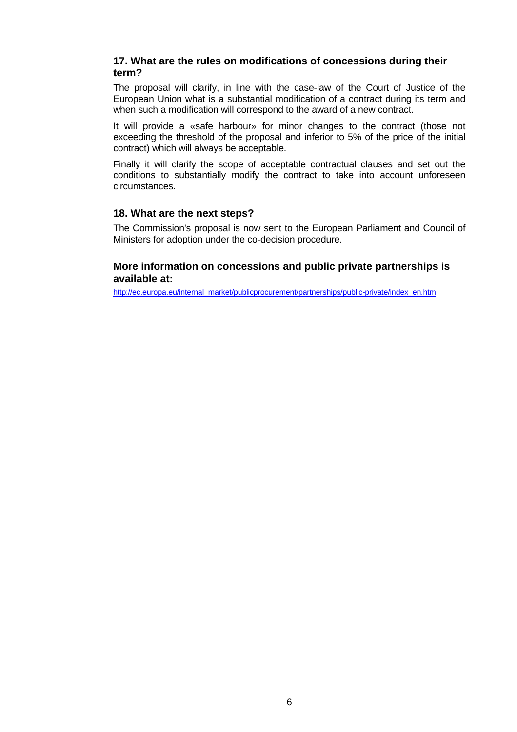### 17. What are the rules on modifications of concessions during their term?

The proposal will clarify, in line with the case-law of the Court of Justice of the European Union what is a substantial modification of a contract during its term and when such a modification will correspond to the award of a new contract.

It will provide a «safe harbour» for minor changes to the contract (those not exceeding the threshold of the proposal and inferior to 5% of the price of the initial contract) which will always be acceptable.

Finally it will clarify the scope of acceptable contractual clauses and set out the conditions to substantially modify the contract to take into account unforeseen circumstances.

### 18. What are the next steps?

The Commission's proposal is now sent to the European Parliament and Council of Ministers for adoption under the co-decision procedure.

### More information on concessions and public private partnerships is available at:

http://ec.europa.eu/internal_market/publicprocurement/partnerships/public-private/index_en.htm